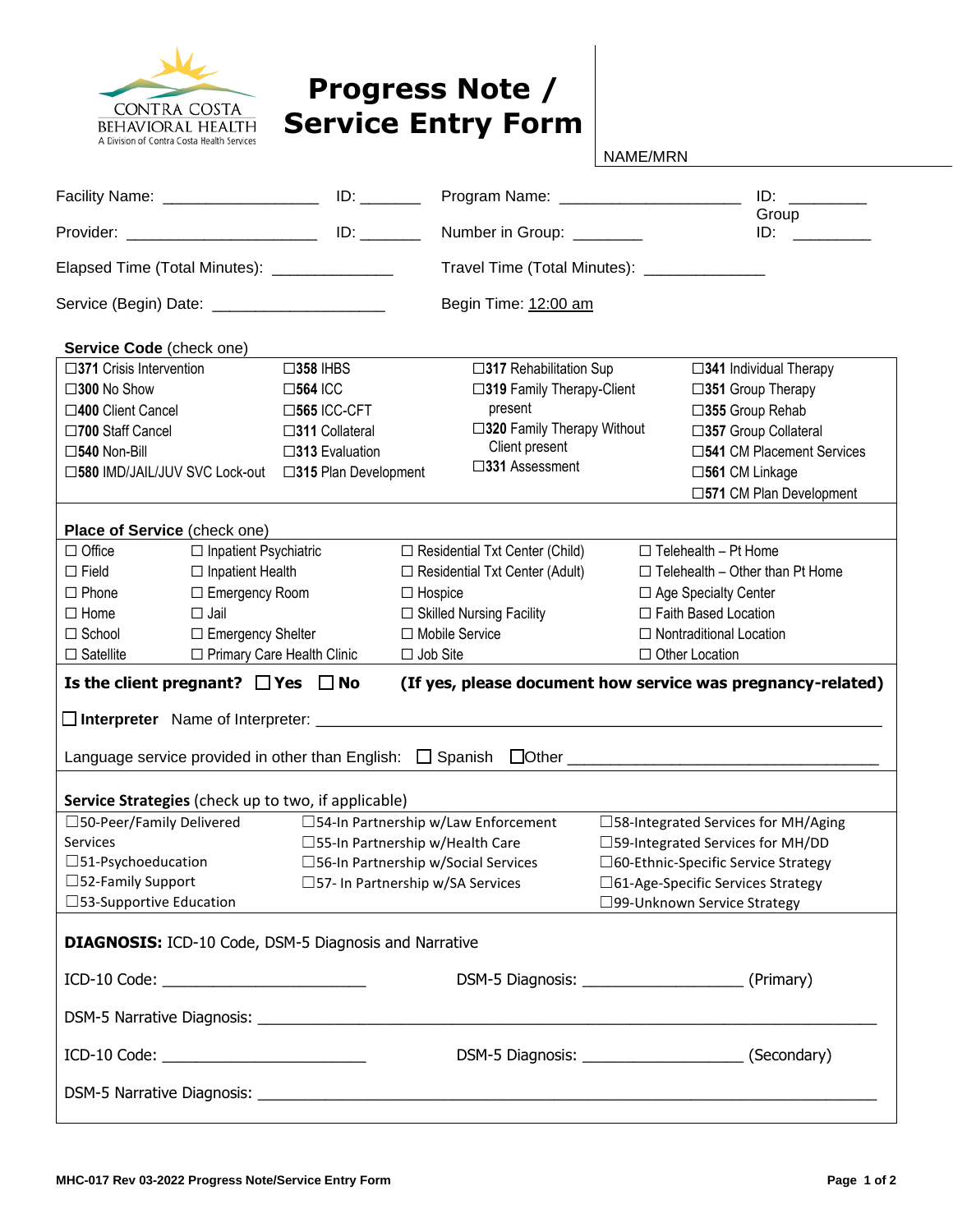CONTRA COSTA BEHAVIORAL HEALTH
A Division of Contra Costa Health Services

# Progress Note / Service Entry Form

NAME/MRN

Facility Name: __________________ ID: _______ Program Name: _____________________ ID: _________

Provider: ______________________ ID: _______ Number in Group: ________ Group ID: _________

Elapsed Time (Total Minutes): ______________ Travel Time (Total Minutes): ______________

Service (Begin) Date: ____________________ Begin Time: 12:00 am

**Service Code** (check one)

| | | | |
|---|---|---|---|
| ☐**371** Crisis Intervention | ☐**358** IHBS | ☐**317** Rehabilitation Sup | ☐**341** Individual Therapy |
| ☐**300** No Show | ☐**564** ICC | ☐**319** Family Therapy-Client present | ☐**351** Group Therapy |
| ☐**400** Client Cancel | ☐**565** ICC-CFT | ☐**320** Family Therapy Without Client present | ☐**355** Group Rehab |
| ☐**700** Staff Cancel | ☐**311** Collateral | ☐**331** Assessment | ☐**357** Group Collateral |
| ☐**540** Non-Bill | ☐**313** Evaluation | | ☐**541** CM Placement Services |
| ☐**580** IMD/JAIL/JUV SVC Lock-out | ☐**315** Plan Development | | ☐**561** CM Linkage |
| | | | ☐**571** CM Plan Development |

**Place of Service** (check one)

| | | | |
|---|---|---|---|
| ☐ Office | ☐ Inpatient Psychiatric | ☐ Residential Txt Center (Child) | ☐ Telehealth – Pt Home |
| ☐ Field | ☐ Inpatient Health | ☐ Residential Txt Center (Adult) | ☐ Telehealth – Other than Pt Home |
| ☐ Phone | ☐ Emergency Room | ☐ Hospice | ☐ Age Specialty Center |
| ☐ Home | ☐ Jail | ☐ Skilled Nursing Facility | ☐ Faith Based Location |
| ☐ School | ☐ Emergency Shelter | ☐ Mobile Service | ☐ Nontraditional Location |
| ☐ Satellite | ☐ Primary Care Health Clinic | ☐ Job Site | ☐ Other Location |

**Is the client pregnant? ☐ Yes ☐ No (If yes, please document how service was pregnancy-related)**

☐ **Interpreter** Name of Interpreter: ______________________________________________

Language service provided in other than English: ☐ Spanish ☐Other ______________________________

**Service Strategies** (check up to two, if applicable)

| | | |
|---|---|---|
| ☐50-Peer/Family Delivered Services | ☐54-In Partnership w/Law Enforcement | ☐58-Integrated Services for MH/Aging |
| ☐51-Psychoeducation | ☐55-In Partnership w/Health Care | ☐59-Integrated Services for MH/DD |
| ☐52-Family Support | ☐56-In Partnership w/Social Services | ☐60-Ethnic-Specific Service Strategy |
| ☐53-Supportive Education | ☐57- In Partnership w/SA Services | ☐61-Age-Specific Services Strategy |
| | | ☐99-Unknown Service Strategy |

**DIAGNOSIS:** ICD-10 Code, DSM-5 Diagnosis and Narrative

ICD-10 Code: ________________________ DSM-5 Diagnosis: ___________________ (Primary)

DSM-5 Narrative Diagnosis: ______________________________________________________________

ICD-10 Code: ________________________ DSM-5 Diagnosis: ___________________ (Secondary)

DSM-5 Narrative Diagnosis: ______________________________________________________________

MHC-017 Rev 03-2022 Progress Note/Service Entry Form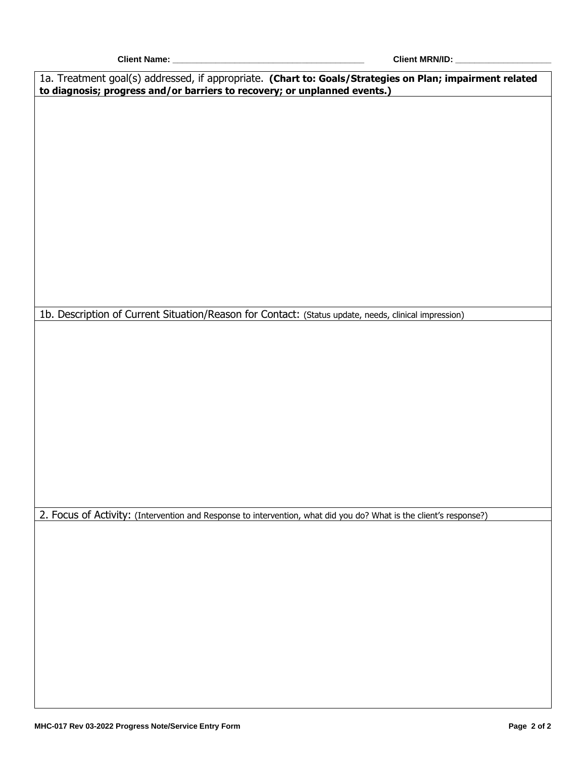**Client Name:** ________________________________________ **Client MRN/ID:** ____________________

1a. Treatment goal(s) addressed, if appropriate. **(Chart to: Goals/Strategies on Plan; impairment related to diagnosis; progress and/or barriers to recovery; or unplanned events.)**

1b. Description of Current Situation/Reason for Contact: (Status update, needs, clinical impression)

2. Focus of Activity: (Intervention and Response to intervention, what did you do? What is the client's response?)

MHC-017 Rev 03-2022 Progress Note/Service Entry Form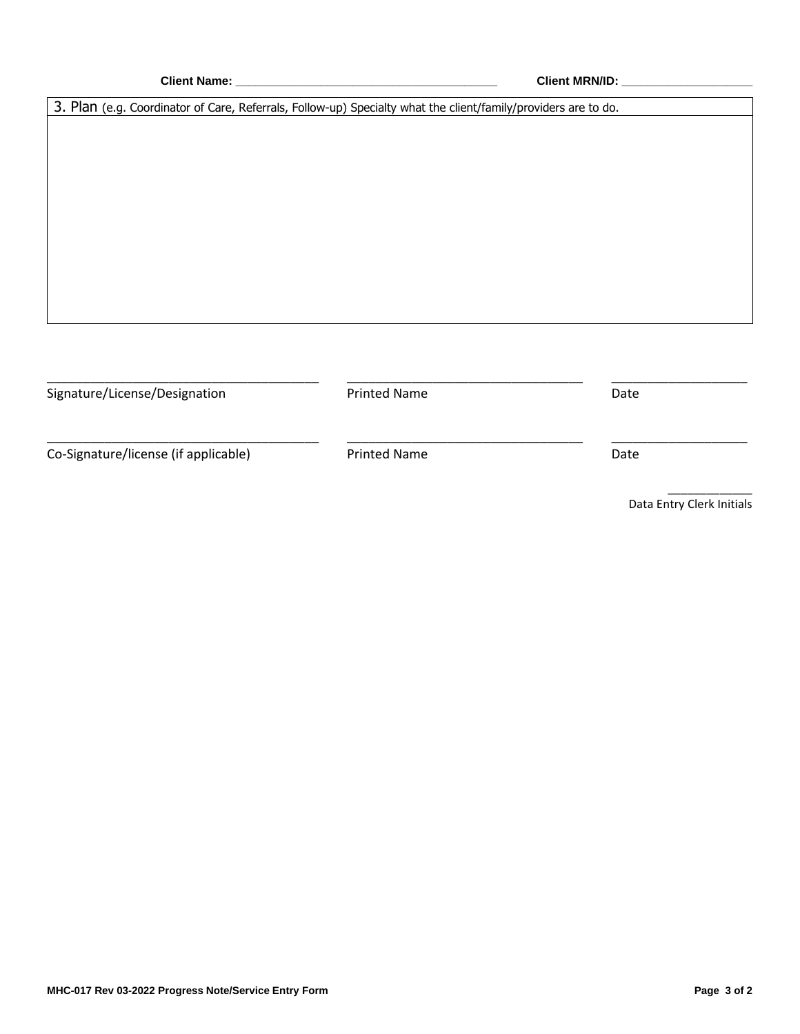**Client Name:** ______________________________________ **Client MRN/ID:** ___________________

| 3. Plan (e.g. Coordinator of Care, Referrals, Follow-up) Specialty what the client/family/providers are to do. |
| --- |
| |

_______________________________________ _________________________________ ___________________

Signature/License/Designation Printed Name Date

_______________________________________ _________________________________ ___________________

Co-Signature/license (if applicable) Printed Name Date

____________

Data Entry Clerk Initials

MHC-017 Rev 03-2022 Progress Note/Service Entry Form